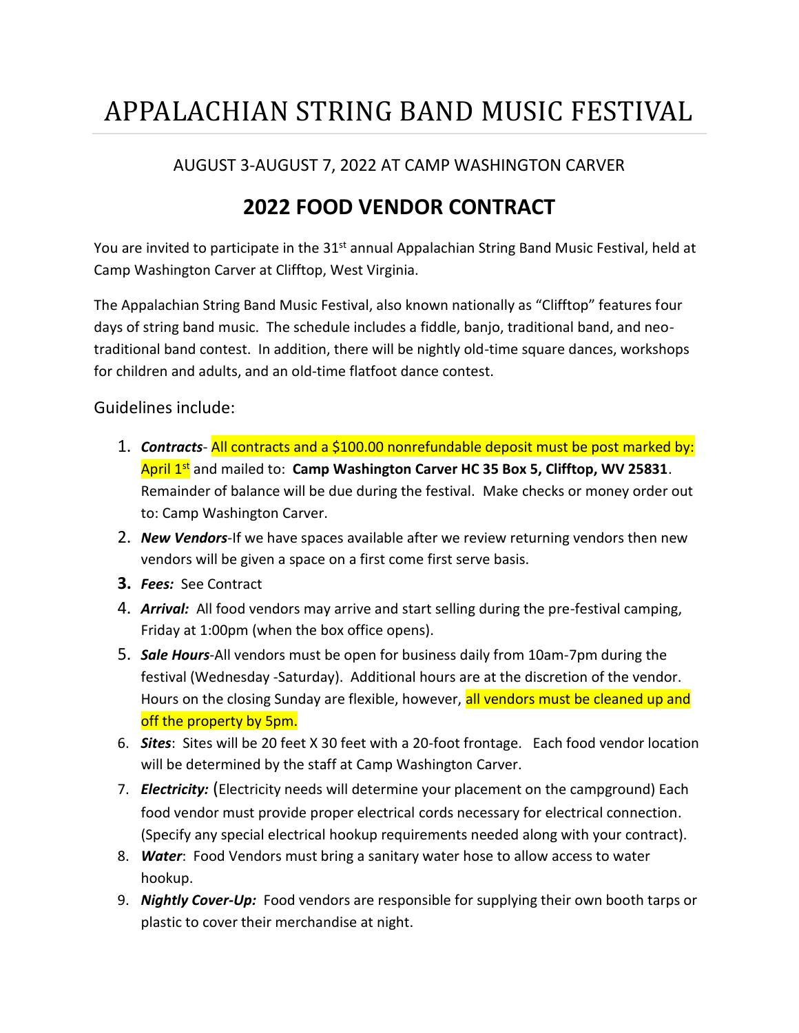# APPALACHIAN STRING BAND MUSIC FESTIVAL

AUGUST 3-AUGUST 7, 2022 AT CAMP WASHINGTON CARVER

## 2022 FOOD VENDOR CONTRACT

You are invited to participate in the 31st annual Appalachian String Band Music Festival, held at Camp Washington Carver at Clifftop, West Virginia.

The Appalachian String Band Music Festival, also known nationally as "Clifftop" features four days of string band music. The schedule includes a fiddle, banjo, traditional band, and neo-traditional band contest. In addition, there will be nightly old-time square dances, workshops for children and adults, and an old-time flatfoot dance contest.

Guidelines include:

1. ***Contracts***- All contracts and a $100.00 nonrefundable deposit must be post marked by: April 1st and mailed to: **Camp Washington Carver HC 35 Box 5, Clifftop, WV 25831**. Remainder of balance will be due during the festival. Make checks or money order out to: Camp Washington Carver.
2. ***New Vendors***-If we have spaces available after we review returning vendors then new vendors will be given a space on a first come first serve basis.
3. ***Fees:*** See Contract
4. ***Arrival:*** All food vendors may arrive and start selling during the pre-festival camping, Friday at 1:00pm (when the box office opens).
5. ***Sale Hours***-All vendors must be open for business daily from 10am-7pm during the festival (Wednesday -Saturday). Additional hours are at the discretion of the vendor. Hours on the closing Sunday are flexible, however, all vendors must be cleaned up and off the property by 5pm.
6. ***Sites***: Sites will be 20 feet X 30 feet with a 20-foot frontage. Each food vendor location will be determined by the staff at Camp Washington Carver.
7. ***Electricity:*** (Electricity needs will determine your placement on the campground) Each food vendor must provide proper electrical cords necessary for electrical connection. (Specify any special electrical hookup requirements needed along with your contract).
8. ***Water***: Food Vendors must bring a sanitary water hose to allow access to water hookup.
9. ***Nightly Cover-Up:*** Food vendors are responsible for supplying their own booth tarps or plastic to cover their merchandise at night.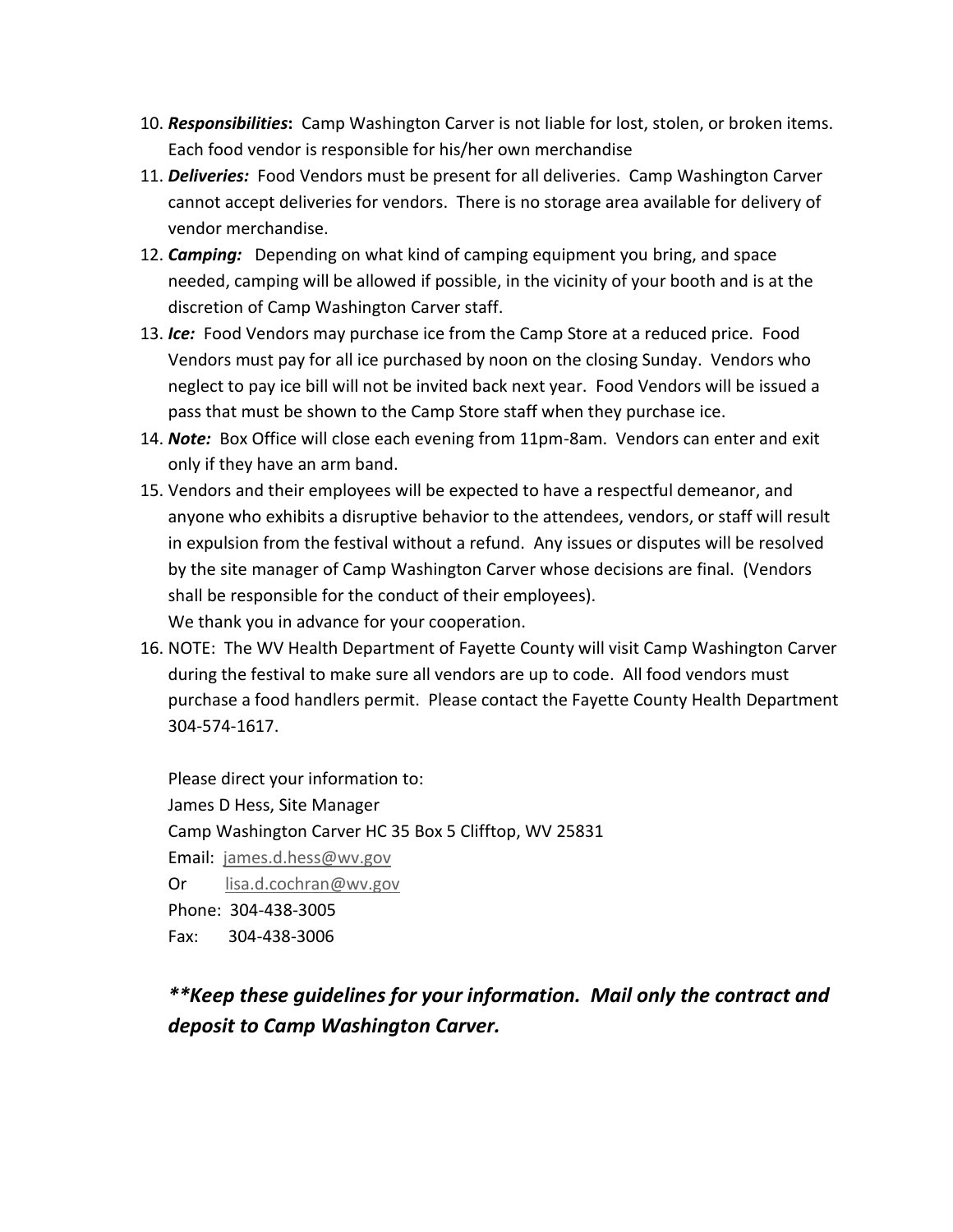10. ***Responsibilities*:** Camp Washington Carver is not liable for lost, stolen, or broken items. Each food vendor is responsible for his/her own merchandise
11. ***Deliveries:*** Food Vendors must be present for all deliveries. Camp Washington Carver cannot accept deliveries for vendors. There is no storage area available for delivery of vendor merchandise.
12. ***Camping:*** Depending on what kind of camping equipment you bring, and space needed, camping will be allowed if possible, in the vicinity of your booth and is at the discretion of Camp Washington Carver staff.
13. ***Ice:*** Food Vendors may purchase ice from the Camp Store at a reduced price. Food Vendors must pay for all ice purchased by noon on the closing Sunday. Vendors who neglect to pay ice bill will not be invited back next year. Food Vendors will be issued a pass that must be shown to the Camp Store staff when they purchase ice.
14. ***Note:*** Box Office will close each evening from 11pm-8am. Vendors can enter and exit only if they have an arm band.
15. Vendors and their employees will be expected to have a respectful demeanor, and anyone who exhibits a disruptive behavior to the attendees, vendors, or staff will result in expulsion from the festival without a refund. Any issues or disputes will be resolved by the site manager of Camp Washington Carver whose decisions are final. (Vendors shall be responsible for the conduct of their employees).
    We thank you in advance for your cooperation.
16. NOTE: The WV Health Department of Fayette County will visit Camp Washington Carver during the festival to make sure all vendors are up to code. All food vendors must purchase a food handlers permit. Please contact the Fayette County Health Department 304-574-1617.

    Please direct your information to:
    James D Hess, Site Manager
    Camp Washington Carver HC 35 Box 5 Clifftop, WV 25831
    Email: james.d.hess@wv.gov
    Or lisa.d.cochran@wv.gov
    Phone: 304-438-3005
    Fax: 304-438-3006

***\*\*Keep these guidelines for your information. Mail only the contract and deposit to Camp Washington Carver.***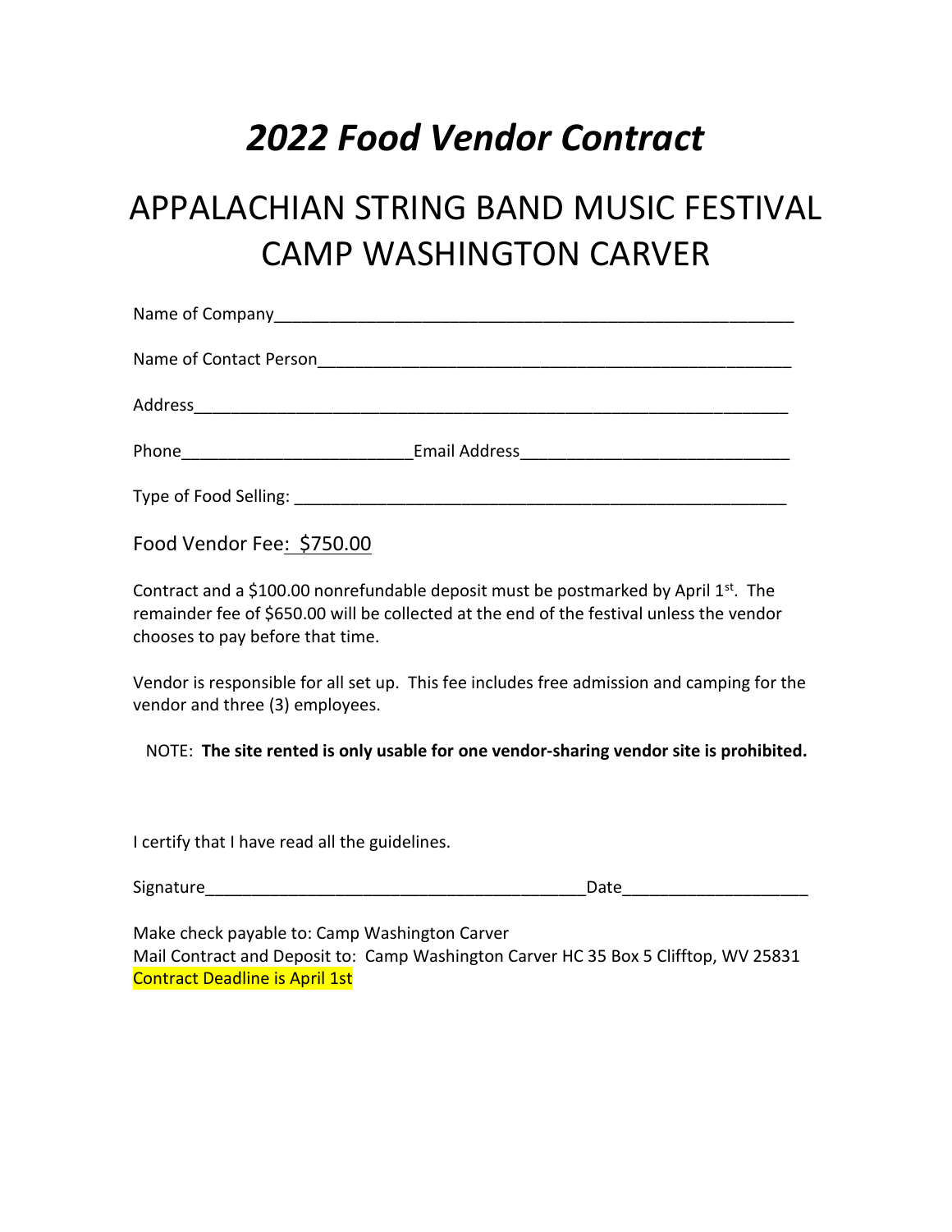# *2022 Food Vendor Contract*

## APPALACHIAN STRING BAND MUSIC FESTIVAL
## CAMP WASHINGTON CARVER

Name of Company___________________________________________________________

Name of Contact Person______________________________________________________

Address_________________________________________________________________

Phone_________________________Email Address_____________________________

Type of Food Selling: ______________________________________________________

Food Vendor Fee: $750.00

Contract and a $100.00 nonrefundable deposit must be postmarked by April 1st. The remainder fee of $650.00 will be collected at the end of the festival unless the vendor chooses to pay before that time.

Vendor is responsible for all set up. This fee includes free admission and camping for the vendor and three (3) employees.

NOTE: **The site rented is only usable for one vendor-sharing vendor site is prohibited.**

I certify that I have read all the guidelines.

Signature_________________________________________Date___________________

Make check payable to: Camp Washington Carver
Mail Contract and Deposit to: Camp Washington Carver HC 35 Box 5 Clifftop, WV 25831
Contract Deadline is April 1st